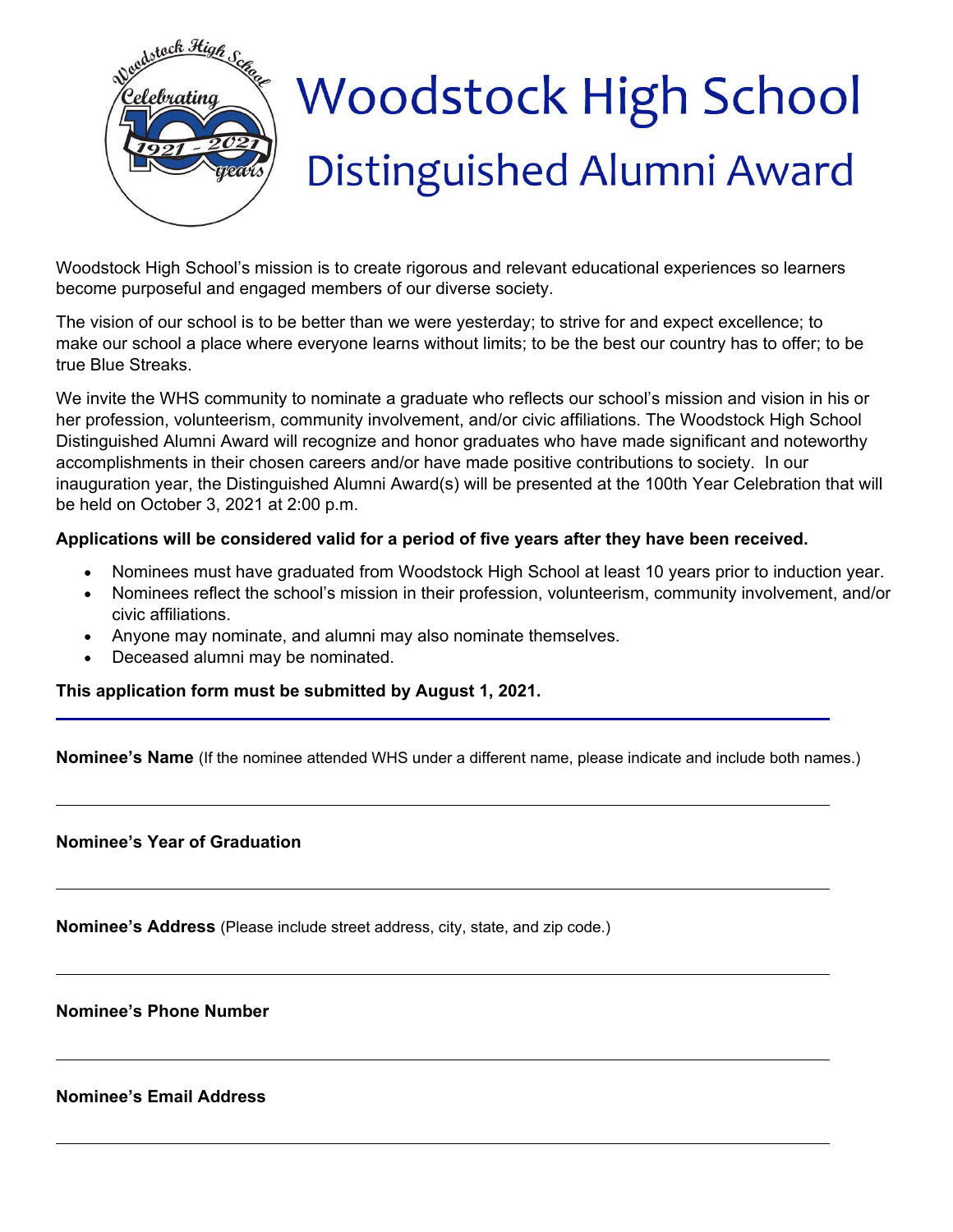# Woodstock High School

## Distinguished Alumni Award

Woodstock High School's mission is to create rigorous and relevant educational experiences so learners become purposeful and engaged members of our diverse society.

The vision of our school is to be better than we were yesterday; to strive for and expect excellence; to make our school a place where everyone learns without limits; to be the best our country has to offer; to be true Blue Streaks.

We invite the WHS community to nominate a graduate who reflects our school's mission and vision in his or her profession, volunteerism, community involvement, and/or civic affiliations. The Woodstock High School Distinguished Alumni Award will recognize and honor graduates who have made significant and noteworthy accomplishments in their chosen careers and/or have made positive contributions to society. In our inauguration year, the Distinguished Alumni Award(s) will be presented at the 100th Year Celebration that will be held on October 3, 2021 at 2:00 p.m.

**Applications will be considered valid for a period of five years after they have been received.**

- Nominees must have graduated from Woodstock High School at least 10 years prior to induction year.
- Nominees reflect the school's mission in their profession, volunteerism, community involvement, and/or civic affiliations.
- Anyone may nominate, and alumni may also nominate themselves.
- Deceased alumni may be nominated.

**This application form must be submitted by August 1, 2021.**

---

**Nominee's Name** (If the nominee attended WHS under a different name, please indicate and include both names.)

---

**Nominee's Year of Graduation**

---

**Nominee's Address** (Please include street address, city, state, and zip code.)

---

**Nominee's Phone Number**

---

**Nominee's Email Address**

---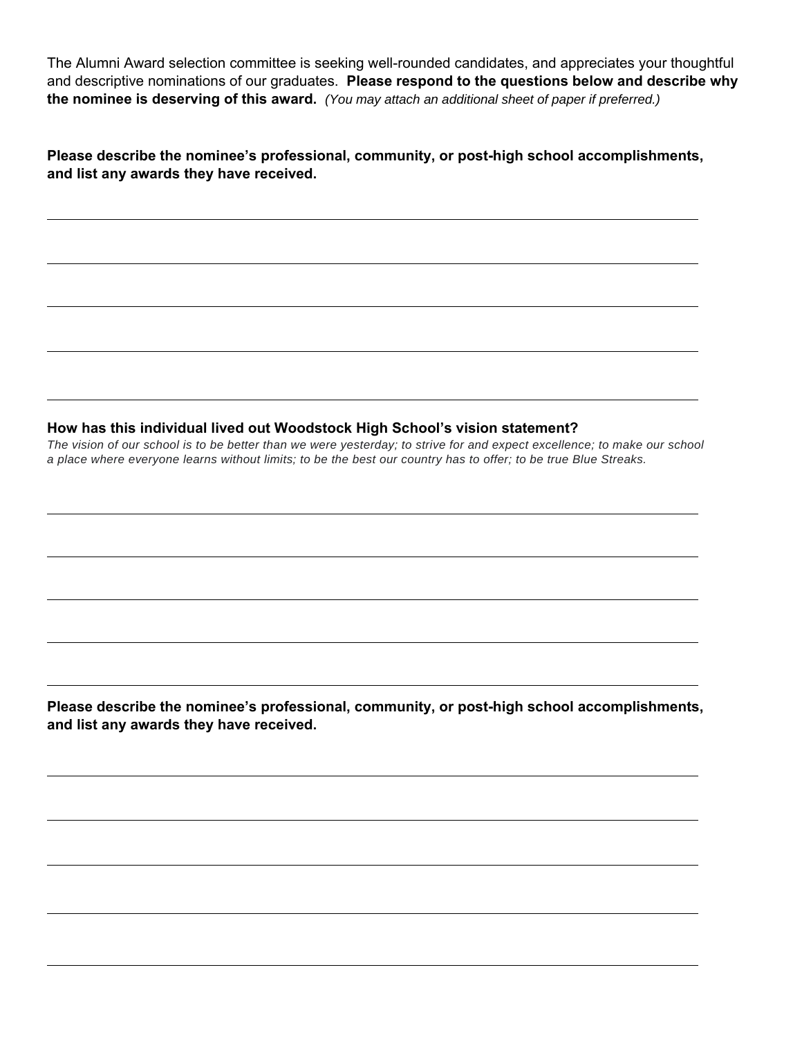The Alumni Award selection committee is seeking well-rounded candidates, and appreciates your thoughtful and descriptive nominations of our graduates. **Please respond to the questions below and describe why the nominee is deserving of this award.** *(You may attach an additional sheet of paper if preferred.)*

**Please describe the nominee's professional, community, or post-high school accomplishments, and list any awards they have received.**

\_\_\_\_\_\_\_\_\_\_\_\_\_\_\_\_\_\_\_\_\_\_\_\_\_\_\_\_\_\_\_\_\_\_\_\_\_\_\_\_\_\_\_\_\_\_\_\_\_\_\_\_\_\_\_\_\_\_\_\_\_\_\_\_\_\_\_\_\_\_\_\_\_\_\_\_

\_\_\_\_\_\_\_\_\_\_\_\_\_\_\_\_\_\_\_\_\_\_\_\_\_\_\_\_\_\_\_\_\_\_\_\_\_\_\_\_\_\_\_\_\_\_\_\_\_\_\_\_\_\_\_\_\_\_\_\_\_\_\_\_\_\_\_\_\_\_\_\_\_\_\_\_

\_\_\_\_\_\_\_\_\_\_\_\_\_\_\_\_\_\_\_\_\_\_\_\_\_\_\_\_\_\_\_\_\_\_\_\_\_\_\_\_\_\_\_\_\_\_\_\_\_\_\_\_\_\_\_\_\_\_\_\_\_\_\_\_\_\_\_\_\_\_\_\_\_\_\_\_

\_\_\_\_\_\_\_\_\_\_\_\_\_\_\_\_\_\_\_\_\_\_\_\_\_\_\_\_\_\_\_\_\_\_\_\_\_\_\_\_\_\_\_\_\_\_\_\_\_\_\_\_\_\_\_\_\_\_\_\_\_\_\_\_\_\_\_\_\_\_\_\_\_\_\_\_

\_\_\_\_\_\_\_\_\_\_\_\_\_\_\_\_\_\_\_\_\_\_\_\_\_\_\_\_\_\_\_\_\_\_\_\_\_\_\_\_\_\_\_\_\_\_\_\_\_\_\_\_\_\_\_\_\_\_\_\_\_\_\_\_\_\_\_\_\_\_\_\_\_\_\_\_

**How has this individual lived out Woodstock High School's vision statement?**

*The vision of our school is to be better than we were yesterday; to strive for and expect excellence; to make our school a place where everyone learns without limits; to be the best our country has to offer; to be true Blue Streaks.*

\_\_\_\_\_\_\_\_\_\_\_\_\_\_\_\_\_\_\_\_\_\_\_\_\_\_\_\_\_\_\_\_\_\_\_\_\_\_\_\_\_\_\_\_\_\_\_\_\_\_\_\_\_\_\_\_\_\_\_\_\_\_\_\_\_\_\_\_\_\_\_\_\_\_\_\_

\_\_\_\_\_\_\_\_\_\_\_\_\_\_\_\_\_\_\_\_\_\_\_\_\_\_\_\_\_\_\_\_\_\_\_\_\_\_\_\_\_\_\_\_\_\_\_\_\_\_\_\_\_\_\_\_\_\_\_\_\_\_\_\_\_\_\_\_\_\_\_\_\_\_\_\_

\_\_\_\_\_\_\_\_\_\_\_\_\_\_\_\_\_\_\_\_\_\_\_\_\_\_\_\_\_\_\_\_\_\_\_\_\_\_\_\_\_\_\_\_\_\_\_\_\_\_\_\_\_\_\_\_\_\_\_\_\_\_\_\_\_\_\_\_\_\_\_\_\_\_\_\_

\_\_\_\_\_\_\_\_\_\_\_\_\_\_\_\_\_\_\_\_\_\_\_\_\_\_\_\_\_\_\_\_\_\_\_\_\_\_\_\_\_\_\_\_\_\_\_\_\_\_\_\_\_\_\_\_\_\_\_\_\_\_\_\_\_\_\_\_\_\_\_\_\_\_\_\_

\_\_\_\_\_\_\_\_\_\_\_\_\_\_\_\_\_\_\_\_\_\_\_\_\_\_\_\_\_\_\_\_\_\_\_\_\_\_\_\_\_\_\_\_\_\_\_\_\_\_\_\_\_\_\_\_\_\_\_\_\_\_\_\_\_\_\_\_\_\_\_\_\_\_\_\_

**Please describe the nominee's professional, community, or post-high school accomplishments, and list any awards they have received.**

\_\_\_\_\_\_\_\_\_\_\_\_\_\_\_\_\_\_\_\_\_\_\_\_\_\_\_\_\_\_\_\_\_\_\_\_\_\_\_\_\_\_\_\_\_\_\_\_\_\_\_\_\_\_\_\_\_\_\_\_\_\_\_\_\_\_\_\_\_\_\_\_\_\_\_\_

\_\_\_\_\_\_\_\_\_\_\_\_\_\_\_\_\_\_\_\_\_\_\_\_\_\_\_\_\_\_\_\_\_\_\_\_\_\_\_\_\_\_\_\_\_\_\_\_\_\_\_\_\_\_\_\_\_\_\_\_\_\_\_\_\_\_\_\_\_\_\_\_\_\_\_\_

\_\_\_\_\_\_\_\_\_\_\_\_\_\_\_\_\_\_\_\_\_\_\_\_\_\_\_\_\_\_\_\_\_\_\_\_\_\_\_\_\_\_\_\_\_\_\_\_\_\_\_\_\_\_\_\_\_\_\_\_\_\_\_\_\_\_\_\_\_\_\_\_\_\_\_\_

\_\_\_\_\_\_\_\_\_\_\_\_\_\_\_\_\_\_\_\_\_\_\_\_\_\_\_\_\_\_\_\_\_\_\_\_\_\_\_\_\_\_\_\_\_\_\_\_\_\_\_\_\_\_\_\_\_\_\_\_\_\_\_\_\_\_\_\_\_\_\_\_\_\_\_\_

\_\_\_\_\_\_\_\_\_\_\_\_\_\_\_\_\_\_\_\_\_\_\_\_\_\_\_\_\_\_\_\_\_\_\_\_\_\_\_\_\_\_\_\_\_\_\_\_\_\_\_\_\_\_\_\_\_\_\_\_\_\_\_\_\_\_\_\_\_\_\_\_\_\_\_\_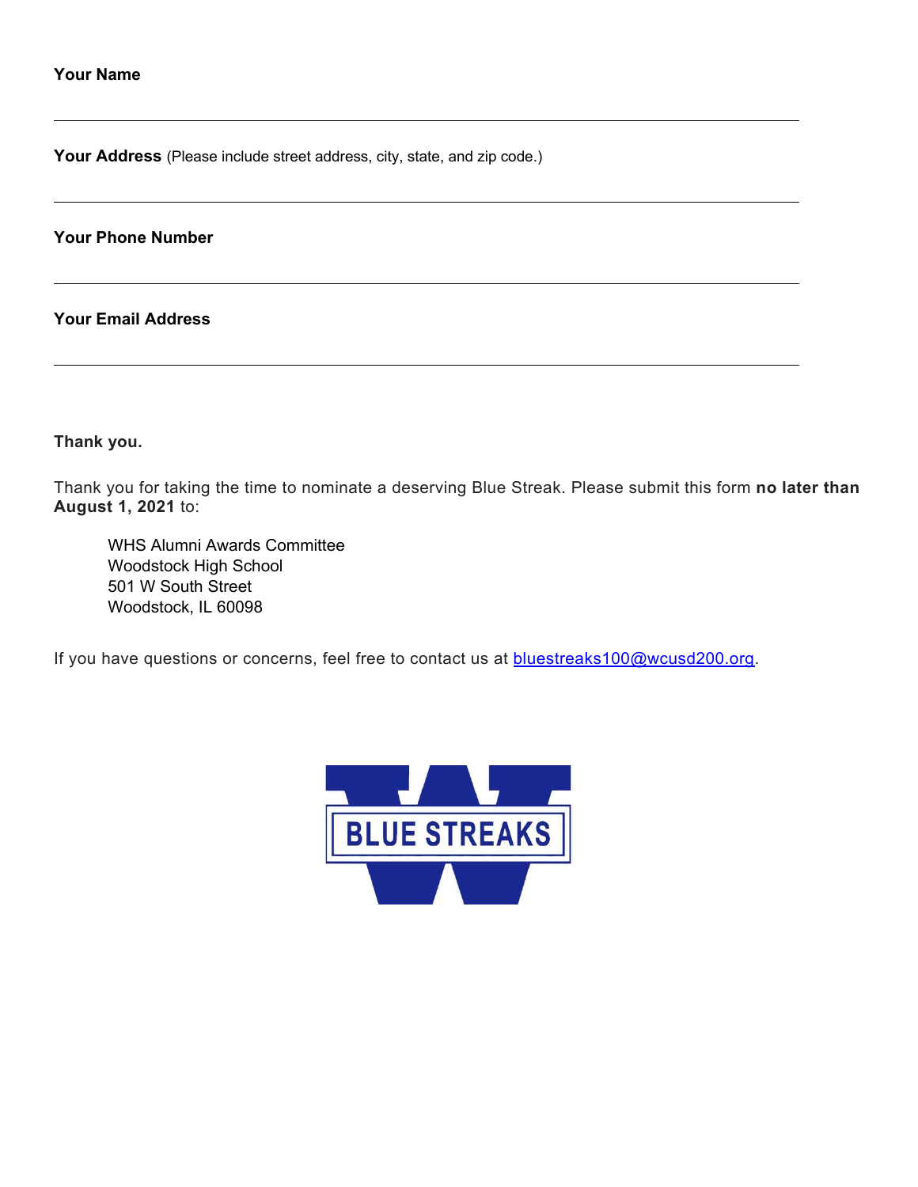**Your Name**

---

**Your Address** (Please include street address, city, state, and zip code.)

---

**Your Phone Number**

---

**Your Email Address**

---

**Thank you.**

Thank you for taking the time to nominate a deserving Blue Streak. Please submit this form **no later than August 1, 2021** to:

> WHS Alumni Awards Committee
> Woodstock High School
> 501 W South Street
> Woodstock, IL 60098

If you have questions or concerns, feel free to contact us at bluestreaks100@wcusd200.org.